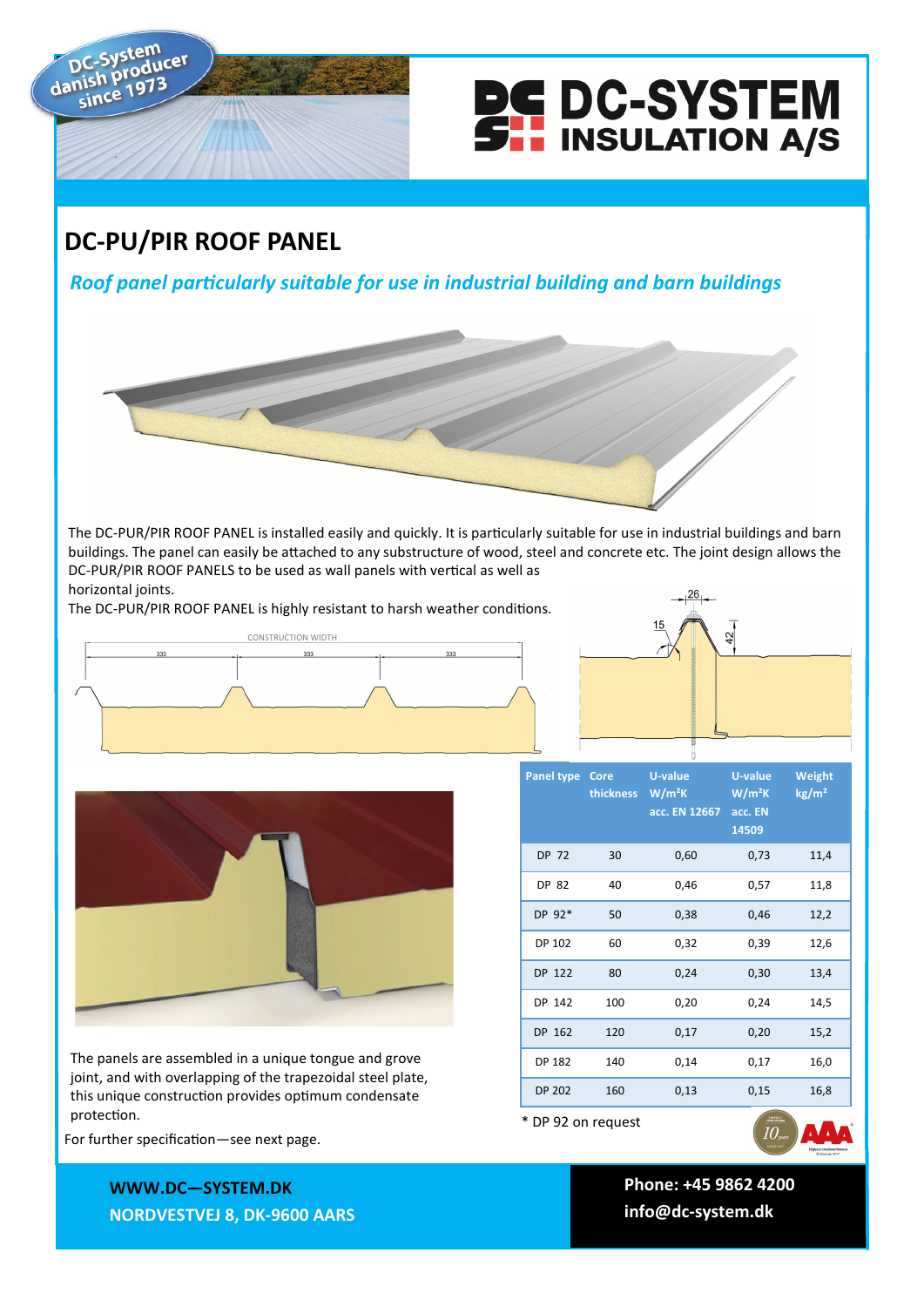DC-System danish producer since 1973

# DC-SYSTEM INSULATION A/S

## DC-PU/PIR ROOF PANEL

*Roof panel particularly suitable for use in industrial building and barn buildings*

The DC-PUR/PIR ROOF PANEL is installed easily and quickly. It is particularly suitable for use in industrial buildings and barn buildings. The panel can easily be attached to any substructure of wood, steel and concrete etc. The joint design allows the DC-PUR/PIR ROOF PANELS to be used as wall panels with vertical as well as horizontal joints.

The DC-PUR/PIR ROOF PANEL is highly resistant to harsh weather conditions.

CONSTRUCTION WIDTH

333 333 333

26 15 42

The panels are assembled in a unique tongue and grove joint, and with overlapping of the trapezoidal steel plate, this unique construction provides optimum condensate protection.

For further specification—see next page.

| Panel type | Core thickness | U-value W/m²K acc. EN 12667 | U-value W/m²K acc. EN 14509 | Weight kg/m² |
|---|---|---|---|---|
| DP 72 | 30 | 0,60 | 0,73 | 11,4 |
| DP 82 | 40 | 0,46 | 0,57 | 11,8 |
| DP 92* | 50 | 0,38 | 0,46 | 12,2 |
| DP 102 | 60 | 0,32 | 0,39 | 12,6 |
| DP 122 | 80 | 0,24 | 0,30 | 13,4 |
| DP 142 | 100 | 0,20 | 0,24 | 14,5 |
| DP 162 | 120 | 0,17 | 0,20 | 15,2 |
| DP 182 | 140 | 0,14 | 0,17 | 16,0 |
| DP 202 | 160 | 0,13 | 0,15 | 16,8 |

* DP 92 on request

**WWW.DC—SYSTEM.DK**
**NORDVESTVEJ 8, DK-9600 AARS**

**Phone: +45 9862 4200**
**info@dc-system.dk**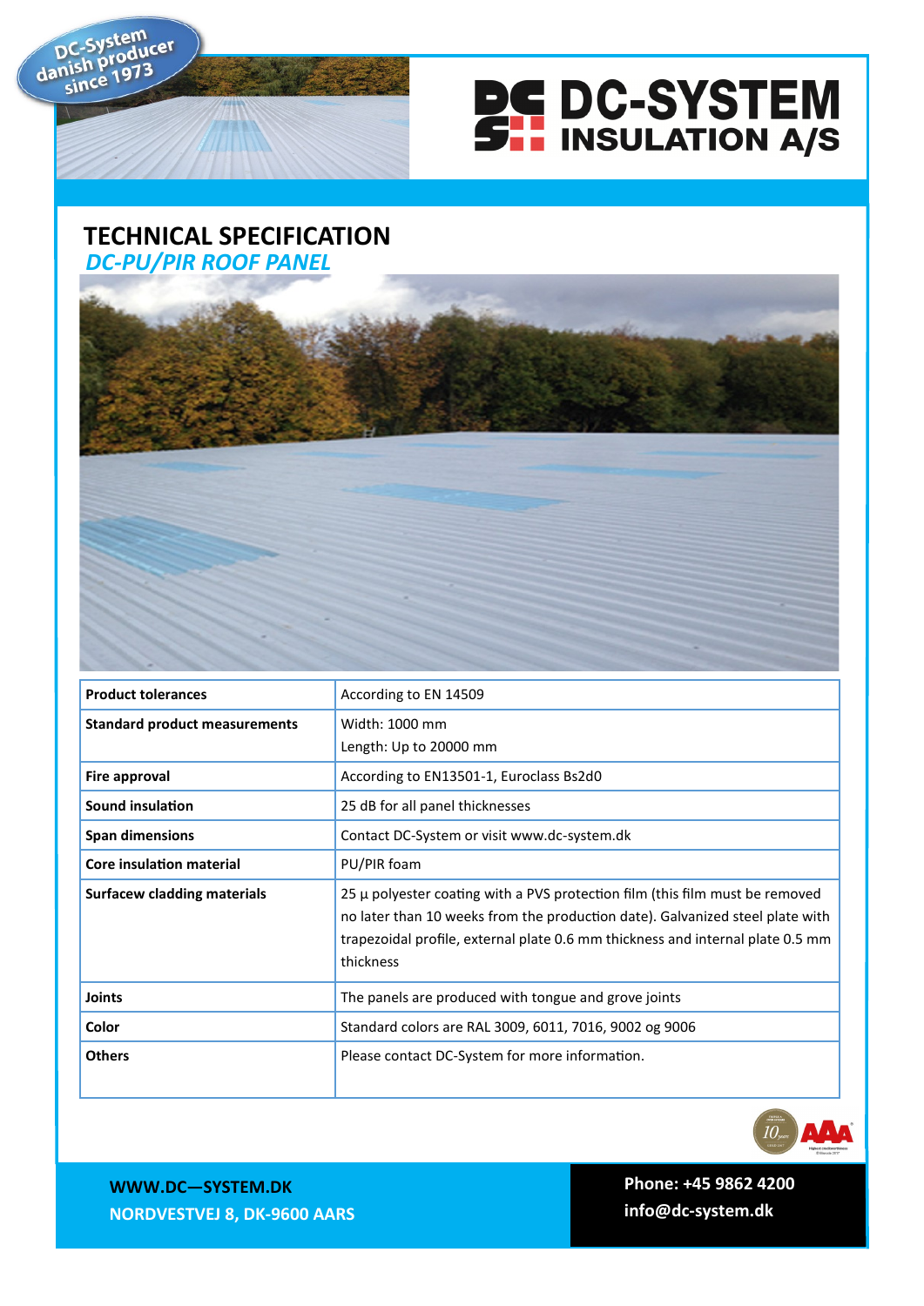DC-System danish producer since 1973

DC-SYSTEM INSULATION A/S

# TECHNICAL SPECIFICATION

## *DC-PU/PIR ROOF PANEL*

| | |
|---|---|
| **Product tolerances** | According to EN 14509 |
| **Standard product measurements** | Width: 1000 mm<br>Length: Up to 20000 mm |
| **Fire approval** | According to EN13501-1, Euroclass Bs2d0 |
| **Sound insulation** | 25 dB for all panel thicknesses |
| **Span dimensions** | Contact DC-System or visit www.dc-system.dk |
| **Core insulation material** | PU/PIR foam |
| **Surfacew cladding materials** | 25 µ polyester coating with a PVS protection film (this film must be removed no later than 10 weeks from the production date). Galvanized steel plate with trapezoidal profile, external plate 0.6 mm thickness and internal plate 0.5 mm thickness |
| **Joints** | The panels are produced with tongue and grove joints |
| **Color** | Standard colors are RAL 3009, 6011, 7016, 9002 og 9006 |
| **Others** | Please contact DC-System for more information. |

**WWW.DC—SYSTEM.DK**
**NORDVESTVEJ 8, DK-9600 AARS**

**Phone: +45 9862 4200**
**info@dc-system.dk**